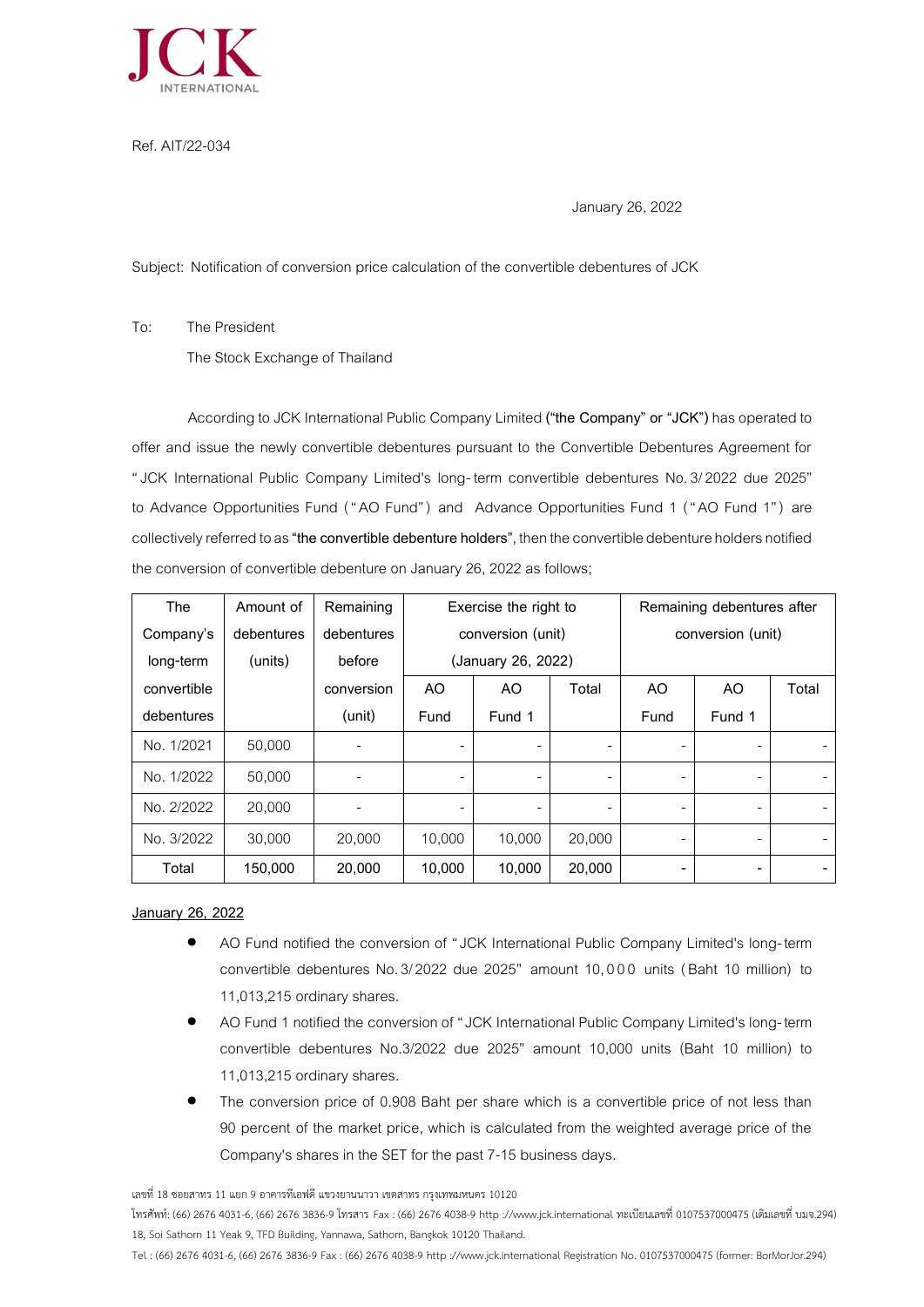JCK INTERNATIONAL

Ref. AIT/22-034

January 26, 2022

Subject: Notification of conversion price calculation of the convertible debentures of JCK

To: The President

The Stock Exchange of Thailand

According to JCK International Public Company Limited **("the Company" or "JCK")** has operated to offer and issue the newly convertible debentures pursuant to the Convertible Debentures Agreement for "JCK International Public Company Limited's long-term convertible debentures No. 3/2022 due 2025" to Advance Opportunities Fund ("AO Fund") and Advance Opportunities Fund 1 ("AO Fund 1") are collectively referred to as **"the convertible debenture holders"**, then the convertible debenture holders notified the conversion of convertible debenture on January 26, 2022 as follows;

| The Company's long-term convertible debentures | Amount of debentures (units) | Remaining debentures before conversion (unit) | Exercise the right to conversion (unit) (January 26, 2022) | | | Remaining debentures after conversion (unit) | | |
|---|---|---|---|---|---|---|---|---|
| | | | AO Fund | AO Fund 1 | Total | AO Fund | AO Fund 1 | Total |
| No. 1/2021 | 50,000 | - | - | - | - | - | - | - |
| No. 1/2022 | 50,000 | - | - | - | - | - | - | - |
| No. 2/2022 | 20,000 | - | - | - | - | - | - | - |
| No. 3/2022 | 30,000 | 20,000 | 10,000 | 10,000 | 20,000 | - | - | - |
| **Total** | **150,000** | **20,000** | **10,000** | **10,000** | **20,000** | **-** | **-** | **-** |

**<u>January 26, 2022</u>**

- AO Fund notified the conversion of "JCK International Public Company Limited's long-term convertible debentures No. 3/2022 due 2025" amount 10,000 units (Baht 10 million) to 11,013,215 ordinary shares.
- AO Fund 1 notified the conversion of "JCK International Public Company Limited's long-term convertible debentures No.3/2022 due 2025" amount 10,000 units (Baht 10 million) to 11,013,215 ordinary shares.
- The conversion price of 0.908 Baht per share which is a convertible price of not less than 90 percent of the market price, which is calculated from the weighted average price of the Company's shares in the SET for the past 7-15 business days.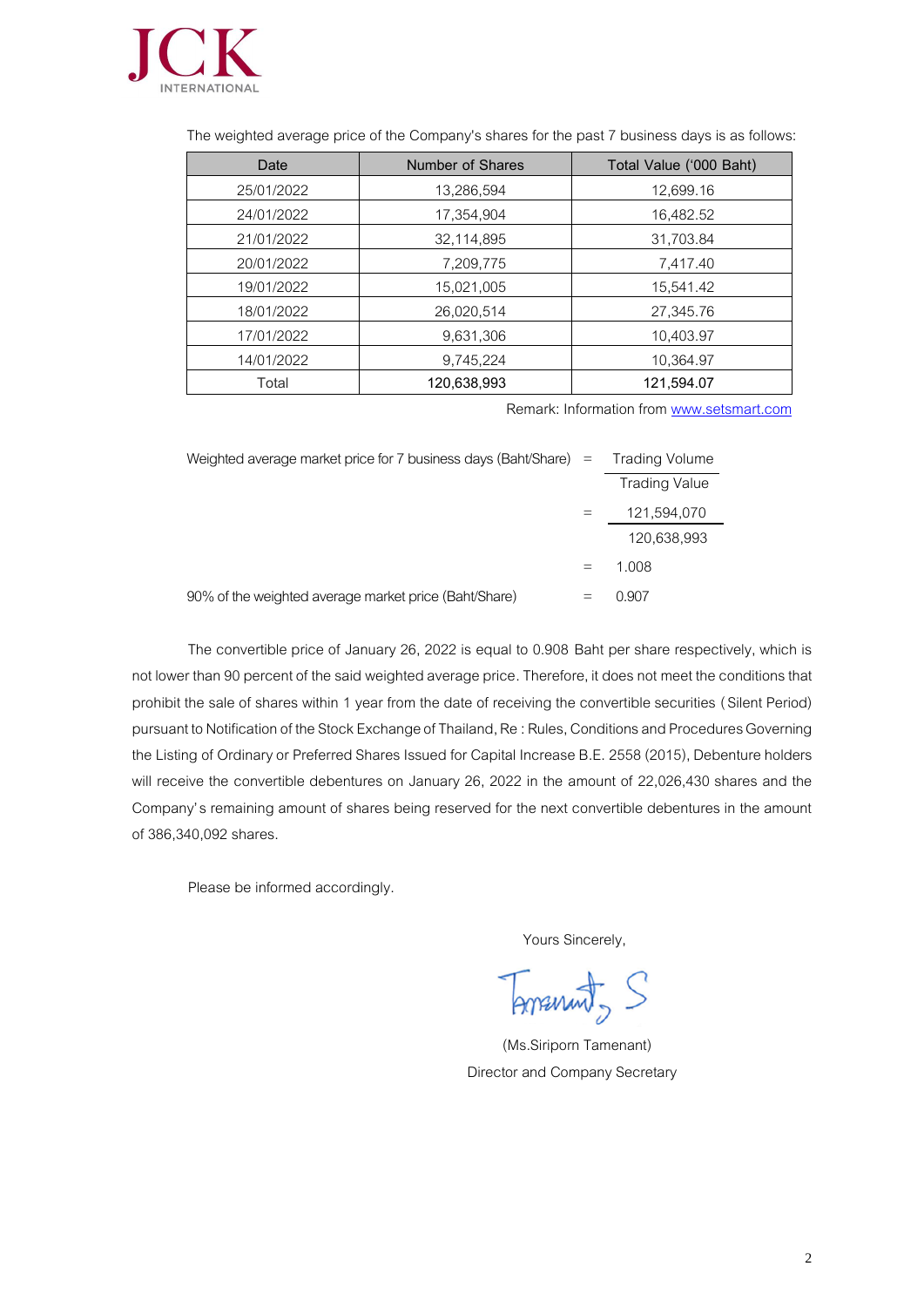The weighted average price of the Company's shares for the past 7 business days is as follows:

| Date | Number of Shares | Total Value ('000 Baht) |
|---|---|---|
| 25/01/2022 | 13,286,594 | 12,699.16 |
| 24/01/2022 | 17,354,904 | 16,482.52 |
| 21/01/2022 | 32,114,895 | 31,703.84 |
| 20/01/2022 | 7,209,775 | 7,417.40 |
| 19/01/2022 | 15,021,005 | 15,541.42 |
| 18/01/2022 | 26,020,514 | 27,345.76 |
| 17/01/2022 | 9,631,306 | 10,403.97 |
| 14/01/2022 | 9,745,224 | 10,364.97 |
| Total | 120,638,993 | 121,594.07 |

Remark: Information from www.setsmart.com

Weighted average market price for 7 business days (Baht/Share) $= \frac{\text{Trading Volume}}{\text{Trading Value}}$

$= \frac{121,594,070}{120,638,993}$

$= 1.008$

90% of the weighted average market price (Baht/Share) $= 0.907$

The convertible price of January 26, 2022 is equal to 0.908 Baht per share respectively, which is not lower than 90 percent of the said weighted average price. Therefore, it does not meet the conditions that prohibit the sale of shares within 1 year from the date of receiving the convertible securities (Silent Period) pursuant to Notification of the Stock Exchange of Thailand, Re : Rules, Conditions and Procedures Governing the Listing of Ordinary or Preferred Shares Issued for Capital Increase B.E. 2558 (2015), Debenture holders will receive the convertible debentures on January 26, 2022 in the amount of 22,026,430 shares and the Company's remaining amount of shares being reserved for the next convertible debentures in the amount of 386,340,092 shares.

Please be informed accordingly.

Yours Sincerely,

(Ms.Siriporn Tamenant)

Director and Company Secretary